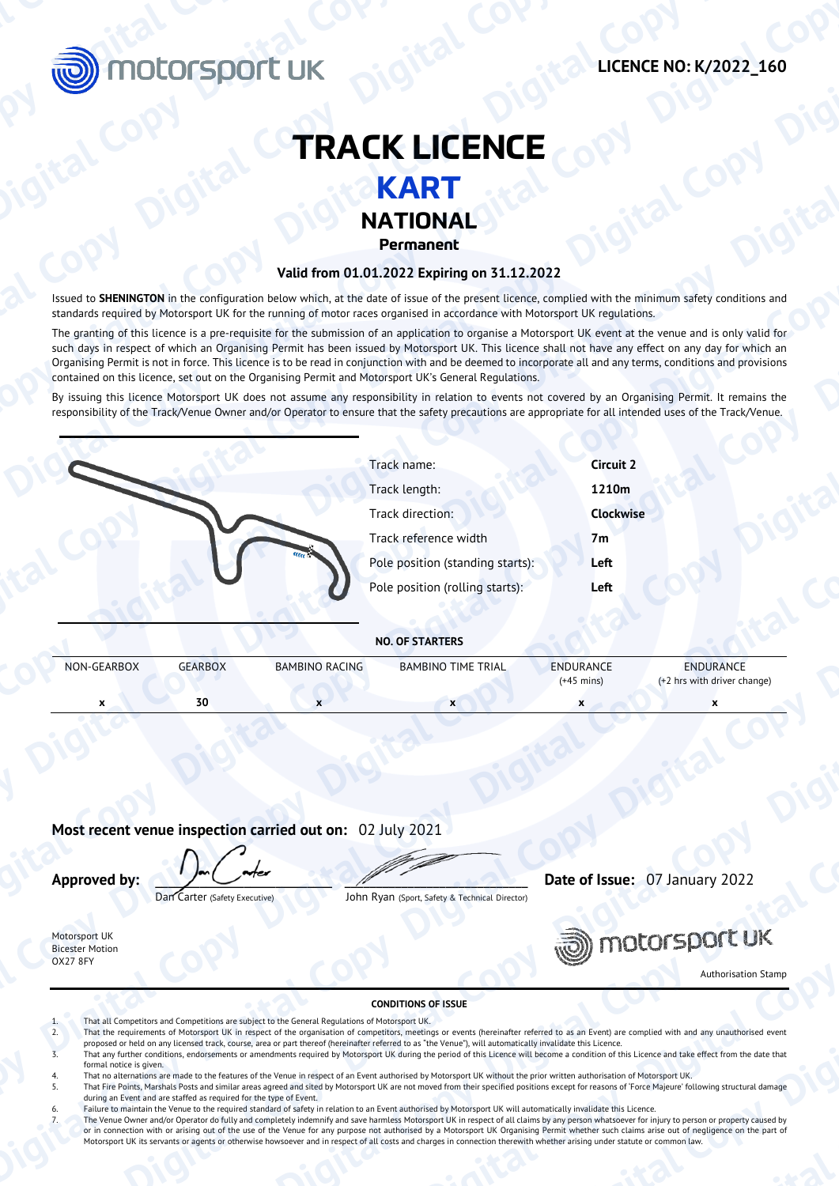**LICENCE NO: K/2022_160**

# TRACK LICENCE

## KART

## NATIONAL

### Permanent

**Valid from 01.01.2022 Expiring on 31.12.2022**

Issued to **SHENINGTON** in the configuration below which, at the date of issue of the present licence, complied with the minimum safety conditions and standards required by Motorsport UK for the running of motor races organised in accordance with Motorsport UK regulations.

The granting of this licence is a pre-requisite for the submission of an application to organise a Motorsport UK event at the venue and is only valid for such days in respect of which an Organising Permit has been issued by Motorsport UK. This licence shall not have any effect on any day for which an Organising Permit is not in force. This licence is to be read in conjunction with and be deemed to incorporate all and any terms, conditions and provisions contained on this licence, set out on the Organising Permit and Motorsport UK's General Regulations.

By issuing this licence Motorsport UK does not assume any responsibility in relation to events not covered by an Organising Permit. It remains the responsibility of the Track/Venue Owner and/or Operator to ensure that the safety precautions are appropriate for all intended uses of the Track/Venue.

| | |
|---|---|
| Track name: | **Circuit 2** |
| Track length: | **1210m** |
| Track direction: | **Clockwise** |
| Track reference width | **7m** |
| Pole position (standing starts): | **Left** |
| Pole position (rolling starts): | **Left** |

**NO. OF STARTERS**

| NON-GEARBOX | GEARBOX | BAMBINO RACING | BAMBINO TIME TRIAL | ENDURANCE (+45 mins) | ENDURANCE (+2 hrs with driver change) |
|---|---|---|---|---|---|
| x | 30 | x | x | x | x |

**Most recent venue inspection carried out on:** 02 July 2021

**Approved by:**

Dan Carter (Safety Executive)

John Ryan (Sport, Safety & Technical Director)

**Date of Issue:** 07 January 2022

Motorsport UK
Bicester Motion
OX27 8FY

Authorisation Stamp

**CONDITIONS OF ISSUE**

1. That all Competitors and Competitions are subject to the General Regulations of Motorsport UK.
2. That the requirements of Motorsport UK in respect of the organisation of competitors, meetings or events (hereinafter referred to as an Event) are complied with and any unauthorised event proposed or held on any licensed track, course, area or part thereof (hereinafter referred to as "the Venue"), will automatically invalidate this Licence.
3. That any further conditions, endorsements or amendments required by Motorsport UK during the period of this Licence will become a condition of this Licence and take effect from the date that formal notice is given.
4. That no alternations are made to the features of the Venue in respect of an Event authorised by Motorsport UK without the prior written authorisation of Motorsport UK.
5. That Fire Points, Marshals Posts and similar areas agreed and sited by Motorsport UK are not moved from their specified positions except for reasons of 'Force Majeure' following structural damage during an Event and are staffed as required for the type of Event.
6. Failure to maintain the Venue to the required standard of safety in relation to an Event authorised by Motorsport UK will automatically invalidate this Licence.
7. The Venue Owner and/or Operator do fully and completely indemnify and save harmless Motorsport UK in respect of all claims by any person whatsoever for injury to person or property caused by or in connection with or arising out of the use of the Venue for any purpose not authorised by a Motorsport UK Organising Permit whether such claims arise out of negligence on the part of Motorsport UK its servants or agents or otherwise howsoever and in respect of all costs and charges in connection therewith whether arising under statute or common law.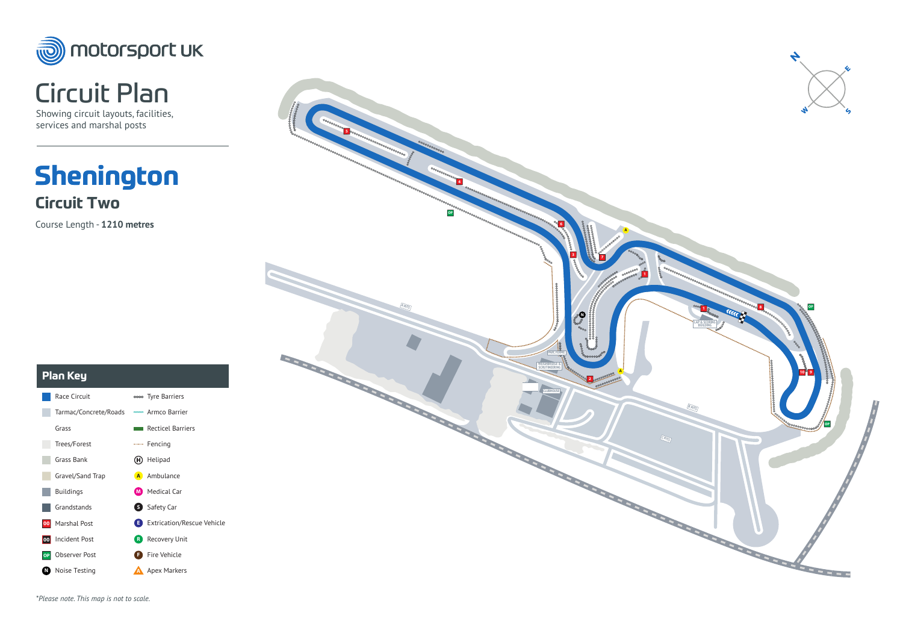motorsport UK

# Circuit Plan

Showing circuit layouts, facilities, services and marshal posts

# Shenington

## Circuit Two

Course Length - **1210 metres**

## Plan Key

- Race Circuit
- Tarmac/Concrete/Roads
- Grass
- Trees/Forest
- Grass Bank
- Gravel/Sand Trap
- Buildings
- Grandstands
- 00 Marshal Post
- 00 Incident Post
- OP Observer Post
- N Noise Testing
- Tyre Barriers
- Armco Barrier
- Recticel Barriers
- Fencing
- H Helipad
- A Ambulance
- M Medical Car
- S Safety Car
- E Extrication/Rescue Vehicle
- R Recovery Unit
- F Fire Vehicle
- Apex Markers

N E S W

1 2 3 4 5 6 7 8 9 10

LAP & SCORING BUILDING

WEIGHBRIDGE & SCRUTINEERING

CLUBHOUSE

*Please note. This map is not to scale.